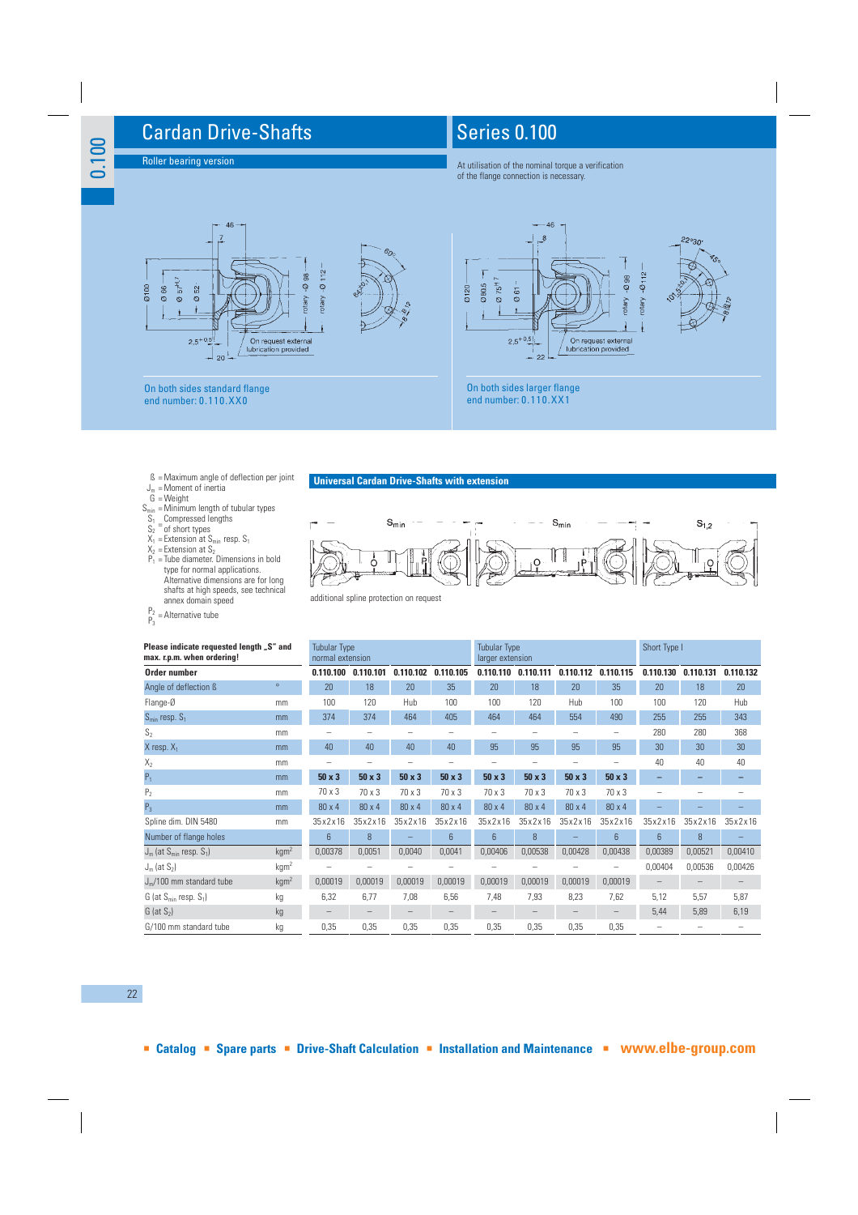# Cardan Drive-Shafts

## Series 0.100

Roller bearing version

At utilisation of the nominal torque a verification of the flange connection is necessary.

On both sides standard flange
end number: 0.110.XX0

On both sides larger flange
end number: 0.110.XX1

- ß = Maximum angle of deflection per joint
- $J_m$ = Moment of inertia
- G = Weight
- $S_{min}$ = Minimum length of tubular types
- $S_1$, $S_2$ = Compressed lengths of short types
- $X_1$ = Extension at $S_{min}$ resp. $S_1$
- $X_2$ = Extension at $S_2$
- $P_1$ = Tube diameter. Dimensions in bold type for normal applications. Alternative dimensions are for long shafts at high speeds, see technical annex domain speed
- $P_2$, $P_3$ = Alternative tube

### Universal Cardan Drive-Shafts with extension

additional spline protection on request

**Please indicate requested length „S" and max. r.p.m. when ordering!**

| | | Tubular Type normal extension | | | | Tubular Type larger extension | | | | Short Type I | | |
|---|---|---|---|---|---|---|---|---|---|---|---|---|
| **Order number** | | **0.110.100** | **0.110.101** | **0.110.102** | **0.110.105** | **0.110.110** | **0.110.111** | **0.110.112** | **0.110.115** | **0.110.130** | **0.110.131** | **0.110.132** |
| Angle of deflection ß | ° | 20 | 18 | 20 | 35 | 20 | 18 | 20 | 35 | 20 | 18 | 20 |
| Flange-Ø | mm | 100 | 120 | Hub | 100 | 100 | 120 | Hub | 100 | 100 | 120 | Hub |
| $S_{min}$ resp. $S_1$ | mm | 374 | 374 | 464 | 405 | 464 | 464 | 554 | 490 | 255 | 255 | 343 |
| $S_2$ | mm | – | – | – | – | – | – | – | – | 280 | 280 | 368 |
| X resp. $X_1$ | mm | 40 | 40 | 40 | 40 | 95 | 95 | 95 | 95 | 30 | 30 | 30 |
| $X_2$ | mm | – | – | – | – | – | – | – | – | 40 | 40 | 40 |
| $P_1$ | mm | **50 x 3** | **50 x 3** | **50 x 3** | **50 x 3** | **50 x 3** | **50 x 3** | **50 x 3** | **50 x 3** | – | – | – |
| $P_2$ | mm | 70 x 3 | 70 x 3 | 70 x 3 | 70 x 3 | 70 x 3 | 70 x 3 | 70 x 3 | 70 x 3 | – | – | – |
| $P_3$ | mm | 80 x 4 | 80 x 4 | 80 x 4 | 80 x 4 | 80 x 4 | 80 x 4 | 80 x 4 | 80 x 4 | – | – | – |
| Spline dim. DIN 5480 | mm | 35x2x16 | 35x2x16 | 35x2x16 | 35x2x16 | 35x2x16 | 35x2x16 | 35x2x16 | 35x2x16 | 35x2x16 | 35x2x16 | 35x2x16 |
| Number of flange holes | | 6 | 8 | – | 6 | 6 | 8 | – | 6 | 6 | 8 | – |
| $J_m$ (at $S_{min}$ resp. $S_1$) | kgm² | 0,00378 | 0,0051 | 0,0040 | 0,0041 | 0,00406 | 0,00538 | 0,00428 | 0,00438 | 0,00389 | 0,00521 | 0,00410 |
| $J_m$ (at $S_2$) | kgm² | – | – | – | – | – | – | – | – | 0,00404 | 0,00536 | 0,00426 |
| $J_m$/100 mm standard tube | kgm² | 0,00019 | 0,00019 | 0,00019 | 0,00019 | 0,00019 | 0,00019 | 0,00019 | 0,00019 | – | – | – |
| G (at $S_{min}$ resp. $S_1$) | kg | 6,32 | 6,77 | 7,08 | 6,56 | 7,48 | 7,93 | 8,23 | 7,62 | 5,12 | 5,57 | 5,87 |
| G (at $S_2$) | kg | – | – | – | – | – | – | – | – | 5,44 | 5,89 | 6,19 |
| G/100 mm standard tube | kg | 0,35 | 0,35 | 0,35 | 0,35 | 0,35 | 0,35 | 0,35 | 0,35 | – | – | – |

■ Catalog ■ Spare parts ■ Drive-Shaft Calculation ■ Installation and Maintenance ■ www.elbe-group.com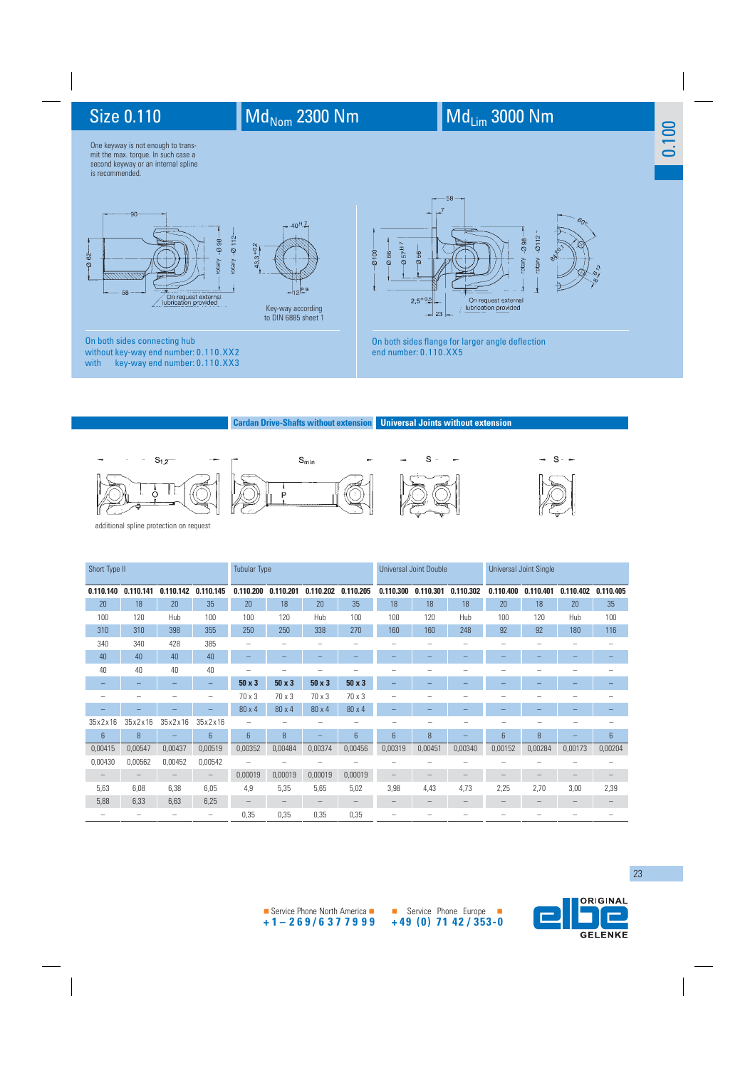# Size 0.110

## $Md_{Nom}$ 2300 Nm

## $Md_{Lim}$ 3000 Nm

0.100

One keyway is not enough to transmit the max. torque. In such case a second keyway or an internal spline is recommended.

90

Ø 62

58

rotary Ø 98

rotary Ø 112

On request external lubrication provided

$40^{H7}$

$43{,}3^{+0{,}2}$

$12^{P9}$

Key-way according to DIN 6885 sheet 1

On both sides connecting hub
without key-way end number: 0.110.XX2
with key-way end number: 0.110.XX3

58

7

Ø 100

Ø 96

$Ø 57^{H7}$

Ø 96

rotary Ø 98

rotary Ø 112

$2{,}5^{+0{,}5}$

23

On request external lubrication provided

60°

Ø 84

8 Ø 12

On both sides flange for larger angle deflection
end number: 0.110.XX5

**Cardan Drive-Shafts without extension** **Universal Joints without extension**

$S_{1,2}$

O

$S_{min}$

P

S

S

additional spline protection on request

| Short Type II | | | | Tubular Type | | | | Universal Joint Double | | | Universal Joint Single | | | |
|---|---|---|---|---|---|---|---|---|---|---|---|---|---|---|
| 0.110.140 | 0.110.141 | 0.110.142 | 0.110.145 | 0.110.200 | 0.110.201 | 0.110.202 | 0.110.205 | 0.110.300 | 0.110.301 | 0.110.302 | 0.110.400 | 0.110.401 | 0.110.402 | 0.110.405 |
| 20 | 18 | 20 | 35 | 20 | 18 | 20 | 35 | 18 | 18 | 18 | 20 | 18 | 20 | 35 |
| 100 | 120 | Hub | 100 | 100 | 120 | Hub | 100 | 100 | 120 | Hub | 100 | 120 | Hub | 100 |
| 310 | 310 | 398 | 355 | 250 | 250 | 338 | 270 | 160 | 160 | 248 | 92 | 92 | 180 | 116 |
| 340 | 340 | 428 | 385 | – | – | – | – | – | – | – | – | – | – | – |
| 40 | 40 | 40 | 40 | – | – | – | – | – | – | – | – | – | – | – |
| 40 | 40 | 40 | 40 | – | – | – | – | – | – | – | – | – | – | – |
| – | – | – | – | **50 x 3** | **50 x 3** | **50 x 3** | **50 x 3** | – | – | – | – | – | – | – |
| – | – | – | – | 70 x 3 | 70 x 3 | 70 x 3 | 70 x 3 | – | – | – | – | – | – | – |
| – | – | – | – | 80 x 4 | 80 x 4 | 80 x 4 | 80 x 4 | – | – | – | – | – | – | – |
| 35x2x16 | 35x2x16 | 35x2x16 | 35x2x16 | – | – | – | – | – | – | – | – | – | – | – |
| 6 | 8 | – | 6 | 6 | 8 | – | 6 | 6 | 8 | – | 6 | 8 | – | 6 |
| 0,00415 | 0,00547 | 0,00437 | 0,00519 | 0,00352 | 0,00484 | 0,00374 | 0,00456 | 0,00319 | 0,00451 | 0,00340 | 0,00152 | 0,00284 | 0,00173 | 0,00204 |
| 0,00430 | 0,00562 | 0,00452 | 0,00542 | – | – | – | – | – | – | – | – | – | – | – |
| – | – | – | – | 0,00019 | 0,00019 | 0,00019 | 0,00019 | – | – | – | – | – | – | – |
| 5,63 | 6,08 | 6,38 | 6,05 | 4,9 | 5,35 | 5,65 | 5,02 | 3,98 | 4,43 | 4,73 | 2,25 | 2,70 | 3,00 | 2,39 |
| 5,88 | 6,33 | 6,63 | 6,25 | – | – | – | – | – | – | – | – | – | – | – |
| – | – | – | – | 0,35 | 0,35 | 0,35 | 0,35 | – | – | – | – | – | – | – |

■ Service Phone North America ■
**+1 – 269/6377999**

■ Service Phone Europe ■
**+49 (0) 71 42/353-0**

ORIGINAL elbe GELENKE